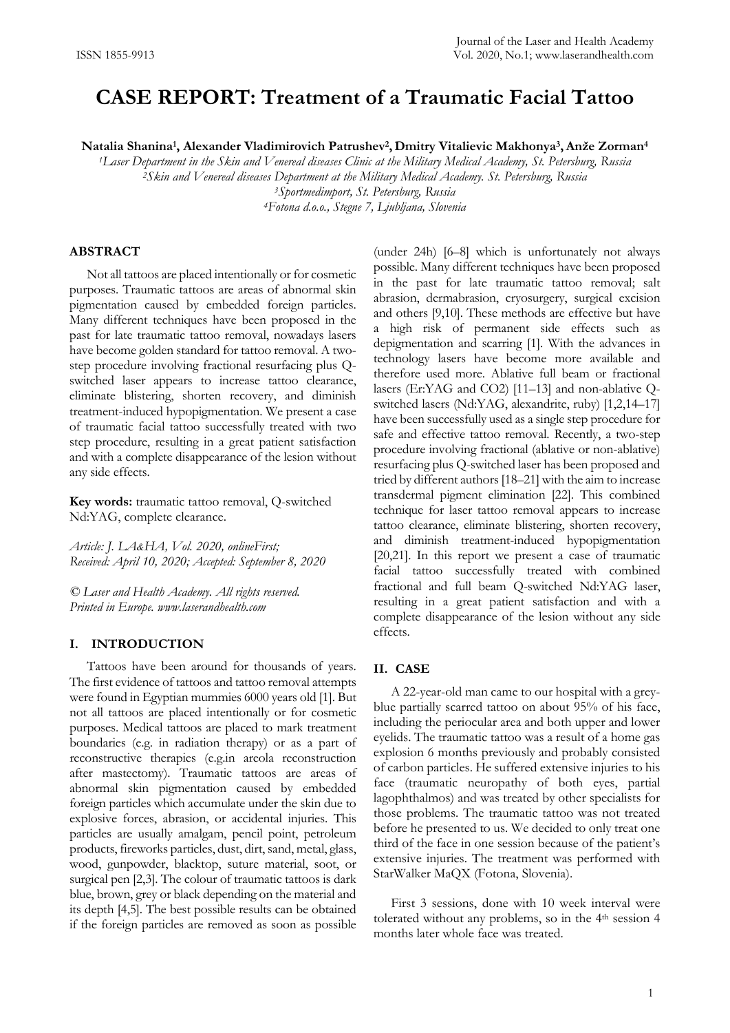ISSN 1855-9913

# CASE REPORT: Treatment of a Traumatic Facial Tattoo

**Natalia Shanina[1], Alexander Vladimirovich Patrushev[2], Dmitry Vitalievic Makhonya[3], Anže Zorman[4]**

*[1]Laser Department in the Skin and Venereal diseases Clinic at the Military Medical Academy, St. Petersburg, Russia*
*[2]Skin and Venereal diseases Department at the Military Medical Academy. St. Petersburg, Russia*
*[3]Sportmedimport, St. Petersburg, Russia*
*[4]Fotona d.o.o., Stegne 7, Ljubljana, Slovenia*

## ABSTRACT

Not all tattoos are placed intentionally or for cosmetic purposes. Traumatic tattoos are areas of abnormal skin pigmentation caused by embedded foreign particles. Many different techniques have been proposed in the past for late traumatic tattoo removal, nowadays lasers have become golden standard for tattoo removal. A two-step procedure involving fractional resurfacing plus Q-switched laser appears to increase tattoo clearance, eliminate blistering, shorten recovery, and diminish treatment-induced hypopigmentation. We present a case of traumatic facial tattoo successfully treated with two step procedure, resulting in a great patient satisfaction and with a complete disappearance of the lesion without any side effects.

**Key words:** traumatic tattoo removal, Q-switched Nd:YAG, complete clearance.

*Article: J. LA&HA, Vol. 2020, onlineFirst;*
*Received: April 10, 2020; Accepted: September 8, 2020*

*© Laser and Health Academy. All rights reserved.*
*Printed in Europe. www.laserandhealth.com*

## I. INTRODUCTION

Tattoos have been around for thousands of years. The first evidence of tattoos and tattoo removal attempts were found in Egyptian mummies 6000 years old [1]. But not all tattoos are placed intentionally or for cosmetic purposes. Medical tattoos are placed to mark treatment boundaries (e.g. in radiation therapy) or as a part of reconstructive therapies (e.g.in areola reconstruction after mastectomy). Traumatic tattoos are areas of abnormal skin pigmentation caused by embedded foreign particles which accumulate under the skin due to explosive forces, abrasion, or accidental injuries. This particles are usually amalgam, pencil point, petroleum products, fireworks particles, dust, dirt, sand, metal, glass, wood, gunpowder, blacktop, suture material, soot, or surgical pen [2,3]. The colour of traumatic tattoos is dark blue, brown, grey or black depending on the material and its depth [4,5]. The best possible results can be obtained if the foreign particles are removed as soon as possible (under 24h) [6–8] which is unfortunately not always possible. Many different techniques have been proposed in the past for late traumatic tattoo removal; salt abrasion, dermabrasion, cryosurgery, surgical excision and others [9,10]. These methods are effective but have a high risk of permanent side effects such as depigmentation and scarring [1]. With the advances in technology lasers have become more available and therefore used more. Ablative full beam or fractional lasers (Er:YAG and CO2) [11–13] and non-ablative Q-switched lasers (Nd:YAG, alexandrite, ruby) [1,2,14–17] have been successfully used as a single step procedure for safe and effective tattoo removal. Recently, a two-step procedure involving fractional (ablative or non-ablative) resurfacing plus Q-switched laser has been proposed and tried by different authors [18–21] with the aim to increase transdermal pigment elimination [22]. This combined technique for laser tattoo removal appears to increase tattoo clearance, eliminate blistering, shorten recovery, and diminish treatment-induced hypopigmentation [20,21]. In this report we present a case of traumatic facial tattoo successfully treated with combined fractional and full beam Q-switched Nd:YAG laser, resulting in a great patient satisfaction and with a complete disappearance of the lesion without any side effects.

## II. CASE

A 22-year-old man came to our hospital with a grey-blue partially scarred tattoo on about 95% of his face, including the periocular area and both upper and lower eyelids. The traumatic tattoo was a result of a home gas explosion 6 months previously and probably consisted of carbon particles. He suffered extensive injuries to his face (traumatic neuropathy of both eyes, partial lagophthalmos) and was treated by other specialists for those problems. The traumatic tattoo was not treated before he presented to us. We decided to only treat one third of the face in one session because of the patient's extensive injuries. The treatment was performed with StarWalker MaQX (Fotona, Slovenia).

First 3 sessions, done with 10 week interval were tolerated without any problems, so in the 4th session 4 months later whole face was treated.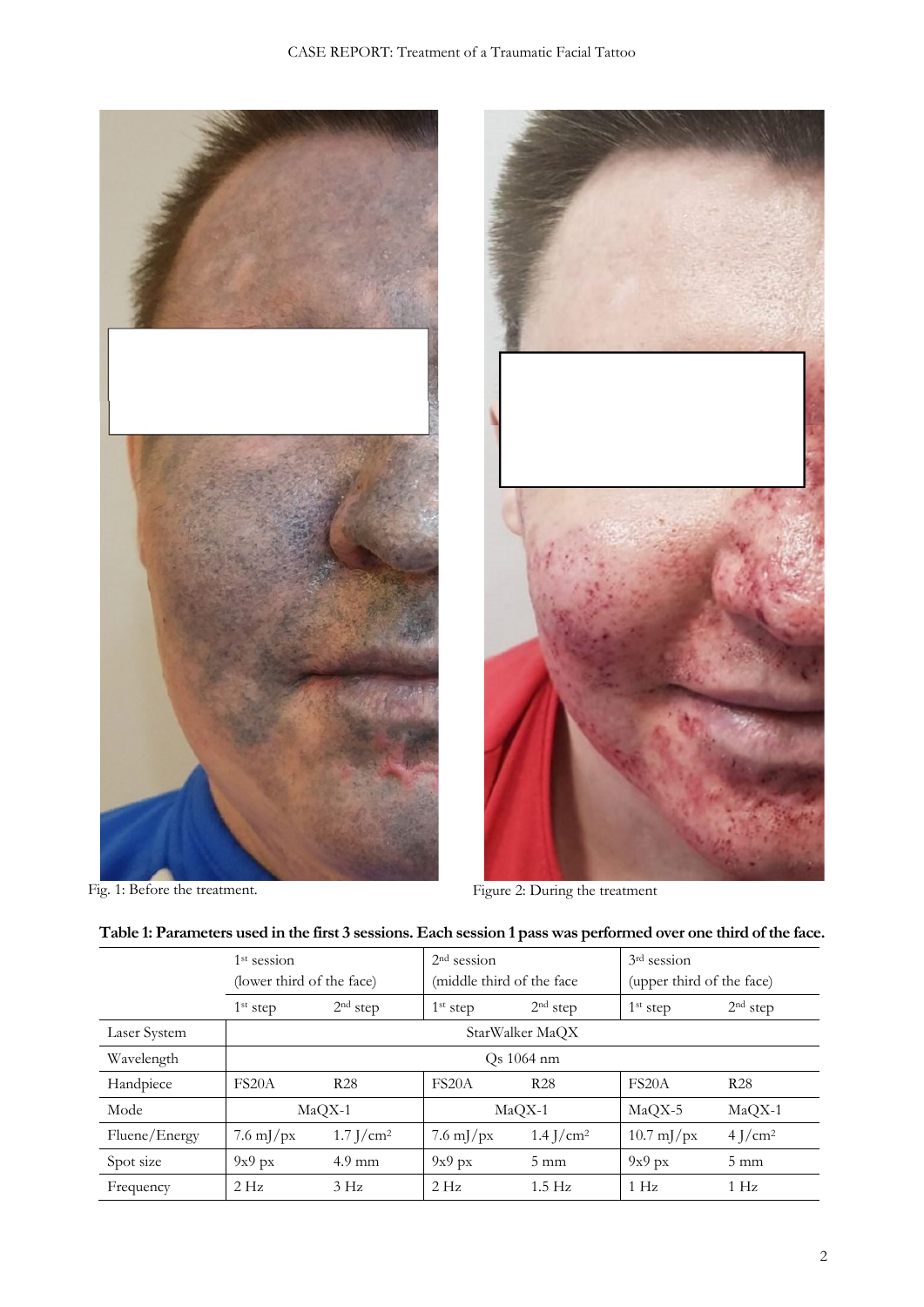Fig. 1: Before the treatment.

Figure 2: During the treatment

**Table 1: Parameters used in the first 3 sessions. Each session 1 pass was performed over one third of the face.**

| | 1st session (lower third of the face) | | 2nd session (middle third of the face | | 3rd session (upper third of the face) | |
|---|---|---|---|---|---|---|
| | 1st step | 2nd step | 1st step | 2nd step | 1st step | 2nd step |
| Laser System | StarWalker MaQX | | | | | |
| Wavelength | Qs 1064 nm | | | | | |
| Handpiece | FS20A | R28 | FS20A | R28 | FS20A | R28 |
| Mode | MaQX-1 | | MaQX-1 | | MaQX-5 | MaQX-1 |
| Fluene/Energy | 7.6 mJ/px | 1.7 J/cm² | 7.6 mJ/px | 1.4 J/cm² | 10.7 mJ/px | 4 J/cm² |
| Spot size | 9x9 px | 4.9 mm | 9x9 px | 5 mm | 9x9 px | 5 mm |
| Frequency | 2 Hz | 3 Hz | 2 Hz | 1.5 Hz | 1 Hz | 1 Hz |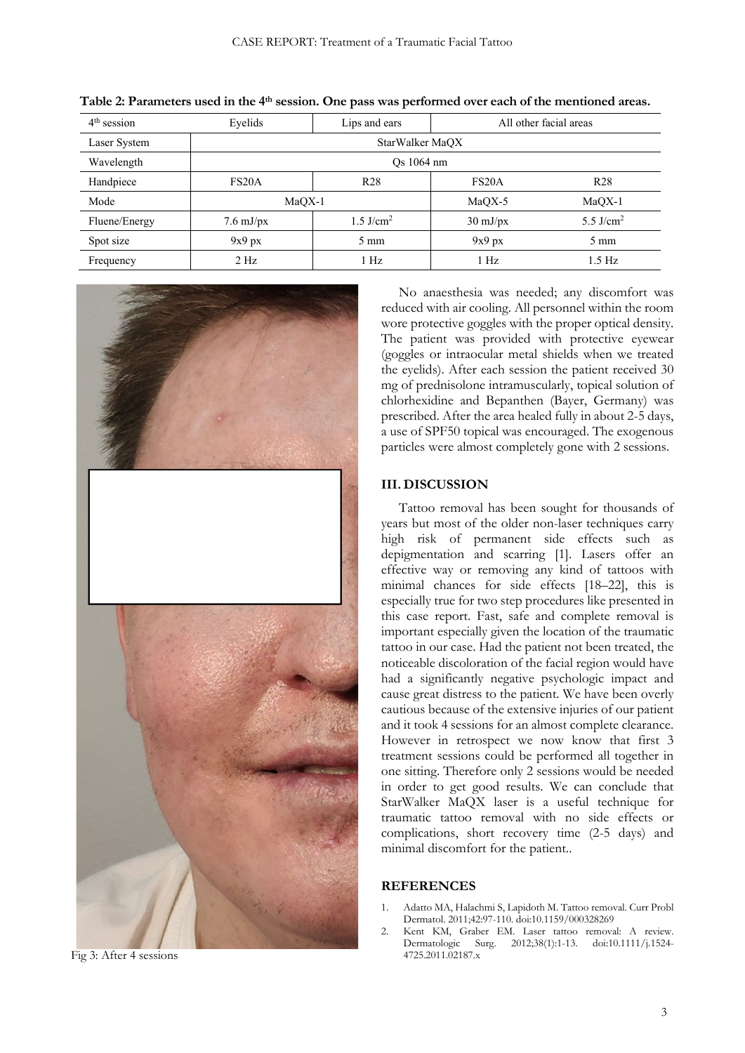**Table 2: Parameters used in the 4th session. One pass was performed over each of the mentioned areas.**

| 4th session | Eyelids | Lips and ears | All other facial areas | |
|---|---|---|---|---|
| Laser System | StarWalker MaQX | | | |
| Wavelength | Qs 1064 nm | | | |
| Handpiece | FS20A | R28 | FS20A | R28 |
| Mode | MaQX-1 | | MaQX-5 | MaQX-1 |
| Fluene/Energy | 7.6 mJ/px | 1.5 J/cm² | 30 mJ/px | 5.5 J/cm² |
| Spot size | 9x9 px | 5 mm | 9x9 px | 5 mm |
| Frequency | 2 Hz | 1 Hz | 1 Hz | 1.5 Hz |

Fig 3: After 4 sessions

No anaesthesia was needed; any discomfort was reduced with air cooling. All personnel within the room wore protective goggles with the proper optical density. The patient was provided with protective eyewear (goggles or intraocular metal shields when we treated the eyelids). After each session the patient received 30 mg of prednisolone intramuscularly, topical solution of chlorhexidine and Bepanthen (Bayer, Germany) was prescribed. After the area healed fully in about 2-5 days, a use of SPF50 topical was encouraged. The exogenous particles were almost completely gone with 2 sessions.

## III. DISCUSSION

Tattoo removal has been sought for thousands of years but most of the older non-laser techniques carry high risk of permanent side effects such as depigmentation and scarring [1]. Lasers offer an effective way or removing any kind of tattoos with minimal chances for side effects [18–22], this is especially true for two step procedures like presented in this case report. Fast, safe and complete removal is important especially given the location of the traumatic tattoo in our case. Had the patient not been treated, the noticeable discoloration of the facial region would have had a significantly negative psychologic impact and cause great distress to the patient. We have been overly cautious because of the extensive injuries of our patient and it took 4 sessions for an almost complete clearance. However in retrospect we now know that first 3 treatment sessions could be performed all together in one sitting. Therefore only 2 sessions would be needed in order to get good results. We can conclude that StarWalker MaQX laser is a useful technique for traumatic tattoo removal with no side effects or complications, short recovery time (2-5 days) and minimal discomfort for the patient..

## REFERENCES

1. Adatto MA, Halachmi S, Lapidoth M. Tattoo removal. Curr Probl Dermatol. 2011;42:97-110. doi:10.1159/000328269
2. Kent KM, Graber EM. Laser tattoo removal: A review. Dermatologic Surg. 2012;38(1):1-13. doi:10.1111/j.1524-4725.2011.02187.x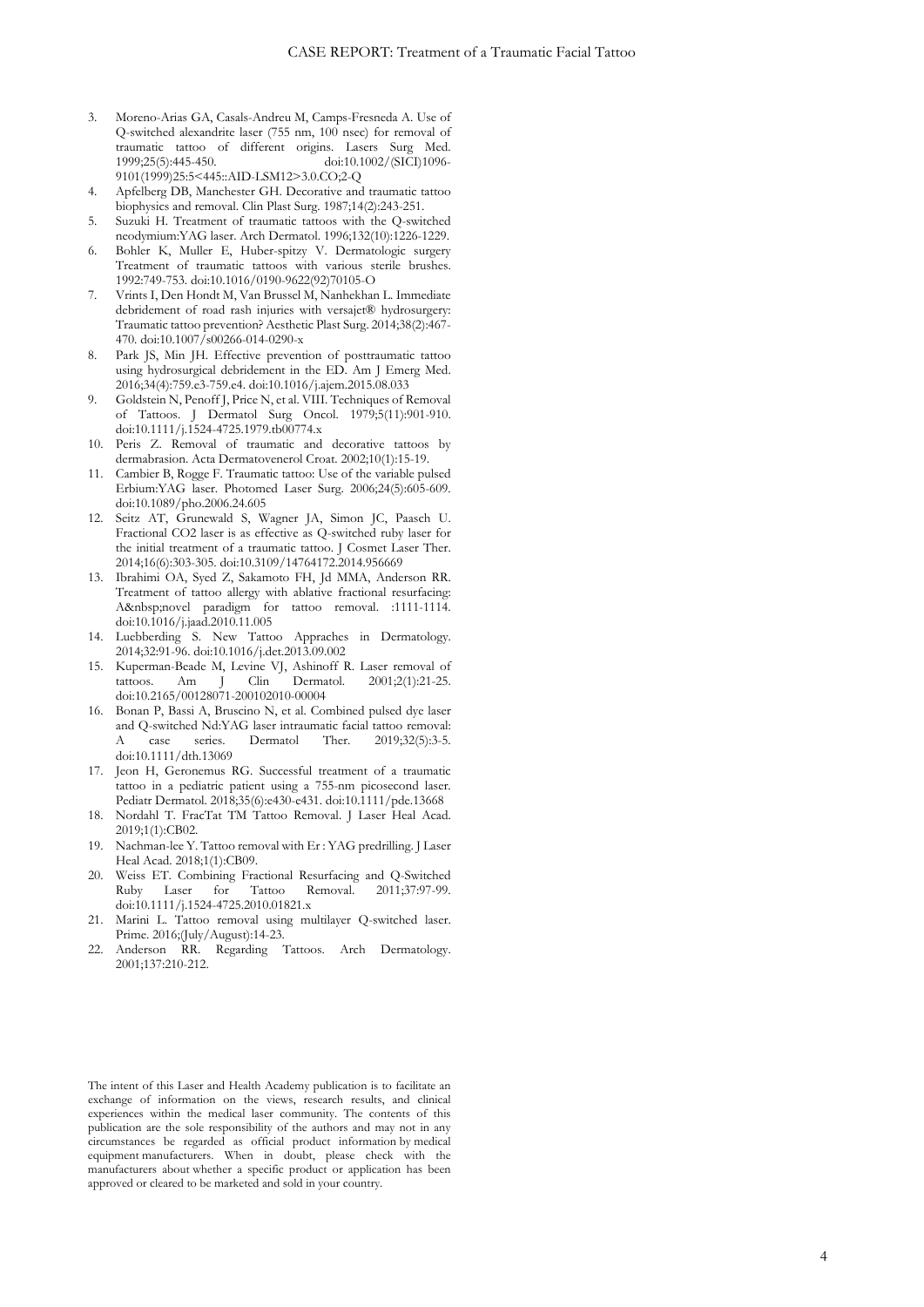3. Moreno-Arias GA, Casals-Andreu M, Camps-Fresneda A. Use of Q-switched alexandrite laser (755 nm, 100 nsec) for removal of traumatic tattoo of different origins. Lasers Surg Med. 1999;25(5):445-450. doi:10.1002/(SICI)1096-9101(1999)25:5<445::AID-LSM12>3.0.CO;2-Q
4. Apfelberg DB, Manchester GH. Decorative and traumatic tattoo biophysics and removal. Clin Plast Surg. 1987;14(2):243-251.
5. Suzuki H. Treatment of traumatic tattoos with the Q-switched neodymium:YAG laser. Arch Dermatol. 1996;132(10):1226-1229.
6. Bohler K, Muller E, Huber-spitzy V. Dermatologic surgery Treatment of traumatic tattoos with various sterile brushes. 1992:749-753. doi:10.1016/0190-9622(92)70105-O
7. Vrints I, Den Hondt M, Van Brussel M, Nanhekhan L. Immediate debridement of road rash injuries with versajet® hydrosurgery: Traumatic tattoo prevention? Aesthetic Plast Surg. 2014;38(2):467-470. doi:10.1007/s00266-014-0290-x
8. Park JS, Min JH. Effective prevention of posttraumatic tattoo using hydrosurgical debridement in the ED. Am J Emerg Med. 2016;34(4):759.e3-759.e4. doi:10.1016/j.ajem.2015.08.033
9. Goldstein N, Penoff J, Price N, et al. VIII. Techniques of Removal of Tattoos. J Dermatol Surg Oncol. 1979;5(11):901-910. doi:10.1111/j.1524-4725.1979.tb00774.x
10. Peris Z. Removal of traumatic and decorative tattoos by dermabrasion. Acta Dermatovenerol Croat. 2002;10(1):15-19.
11. Cambier B, Rogge F. Traumatic tattoo: Use of the variable pulsed Erbium:YAG laser. Photomed Laser Surg. 2006;24(5):605-609. doi:10.1089/pho.2006.24.605
12. Seitz AT, Grunewald S, Wagner JA, Simon JC, Paasch U. Fractional CO2 laser is as effective as Q-switched ruby laser for the initial treatment of a traumatic tattoo. J Cosmet Laser Ther. 2014;16(6):303-305. doi:10.3109/14764172.2014.956669
13. Ibrahimi OA, Syed Z, Sakamoto FH, Jd MMA, Anderson RR. Treatment of tattoo allergy with ablative fractional resurfacing: A&nbsp;novel paradigm for tattoo removal. :1111-1114. doi:10.1016/j.jaad.2010.11.005
14. Luebberding S. New Tattoo Appraches in Dermatology. 2014;32:91-96. doi:10.1016/j.det.2013.09.002
15. Kuperman-Beade M, Levine VJ, Ashinoff R. Laser removal of tattoos. Am J Clin Dermatol. 2001;2(1):21-25. doi:10.2165/00128071-200102010-00004
16. Bonan P, Bassi A, Bruscino N, et al. Combined pulsed dye laser and Q-switched Nd:YAG laser intraumatic facial tattoo removal: A case series. Dermatol Ther. 2019;32(5):3-5. doi:10.1111/dth.13069
17. Jeon H, Geronemus RG. Successful treatment of a traumatic tattoo in a pediatric patient using a 755-nm picosecond laser. Pediatr Dermatol. 2018;35(6):e430-e431. doi:10.1111/pde.13668
18. Nordahl T. FracTat TM Tattoo Removal. J Laser Heal Acad. 2019;1(1):CB02.
19. Nachman-lee Y. Tattoo removal with Er : YAG predrilling. J Laser Heal Acad. 2018;1(1):CB09.
20. Weiss ET. Combining Fractional Resurfacing and Q-Switched Ruby Laser for Tattoo Removal. 2011;37:97-99. doi:10.1111/j.1524-4725.2010.01821.x
21. Marini L. Tattoo removal using multilayer Q-switched laser. Prime. 2016;(July/August):14-23.
22. Anderson RR. Regarding Tattoos. Arch Dermatology. 2001;137:210-212.

The intent of this Laser and Health Academy publication is to facilitate an exchange of information on the views, research results, and clinical experiences within the medical laser community. The contents of this publication are the sole responsibility of the authors and may not in any circumstances be regarded as official product information by medical equipment manufacturers. When in doubt, please check with the manufacturers about whether a specific product or application has been approved or cleared to be marketed and sold in your country.